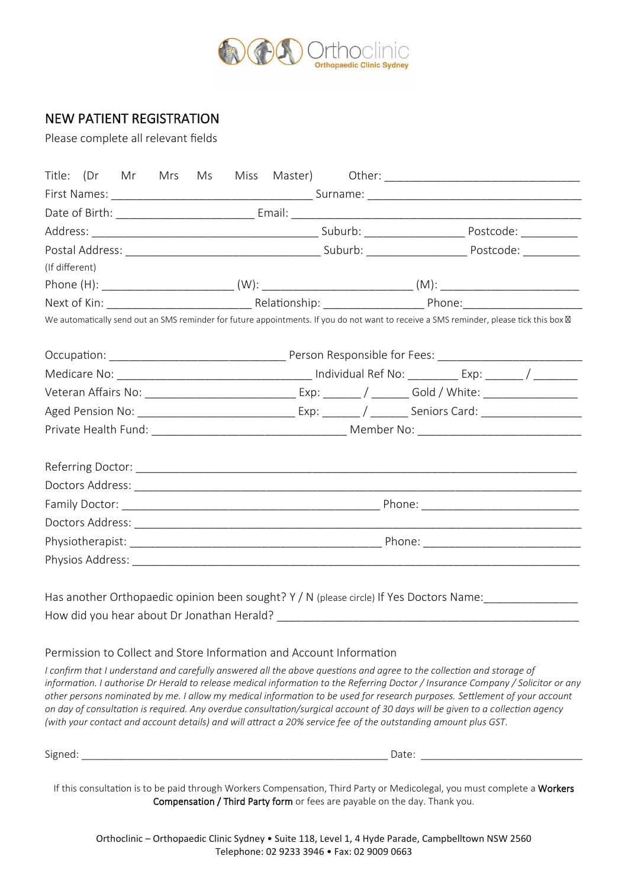Orthoclinic
Orthopaedic Clinic Sydney

# NEW PATIENT REGISTRATION

Please complete all relevant fields

Title: (Dr Mr Mrs Ms Miss Master) Other: ______________________________

First Names: ______________________________ Surname: ______________________________

Date of Birth: ______________________ Email: ______________________________

Address: ______________________________ Suburb: ______________ Postcode: _________

Postal Address: ______________________________ Suburb: ______________ Postcode: _________

(If different)

Phone (H): ____________________ (W): ______________________ (M): ______________________

Next of Kin: ______________________ Relationship: ______________ Phone: __________________

We automatically send out an SMS reminder for future appointments. If you do not want to receive a SMS reminder, please tick this box ☐

Occupation: __________________________ Person Responsible for Fees: ______________________

Medicare No: ______________________________ Individual Ref No: ________ Exp: ______ / _______

Veteran Affairs No: ______________________ Exp: ______ / ______ Gold / White: _______________

Aged Pension No: ______________________ Exp: ______ / ______ Seniors Card: _______________

Private Health Fund: ______________________________ Member No: ________________________

Referring Doctor: ____________________________________________________________________

Doctors Address: ____________________________________________________________________

Family Doctor: ________________________________________ Phone: ________________________

Doctors Address: ____________________________________________________________________

Physiotherapist: ________________________________________ Phone: ________________________

Physios Address: ____________________________________________________________________

Has another Orthopaedic opinion been sought? Y / N (please circle) If Yes Doctors Name: _______________

How did you hear about Dr Jonathan Herald? ______________________________________________

Permission to Collect and Store Information and Account Information

*I confirm that I understand and carefully answered all the above questions and agree to the collection and storage of information. I authorise Dr Herald to release medical information to the Referring Doctor / Insurance Company / Solicitor or any other persons nominated by me. I allow my medical information to be used for research purposes. Settlement of your account on day of consultation is required. Any overdue consultation/surgical account of 30 days will be given to a collection agency (with your contact and account details) and will attract a 20% service fee of the outstanding amount plus GST.*

Signed: ___________________________________________________ Date: ___________________________

If this consultation is to be paid through Workers Compensation, Third Party or Medicolegal, you must complete a **Workers Compensation / Third Party form** or fees are payable on the day. Thank you.

Orthoclinic – Orthopaedic Clinic Sydney • Suite 118, Level 1, 4 Hyde Parade, Campbelltown NSW 2560
Telephone: 02 9233 3946 • Fax: 02 9009 0663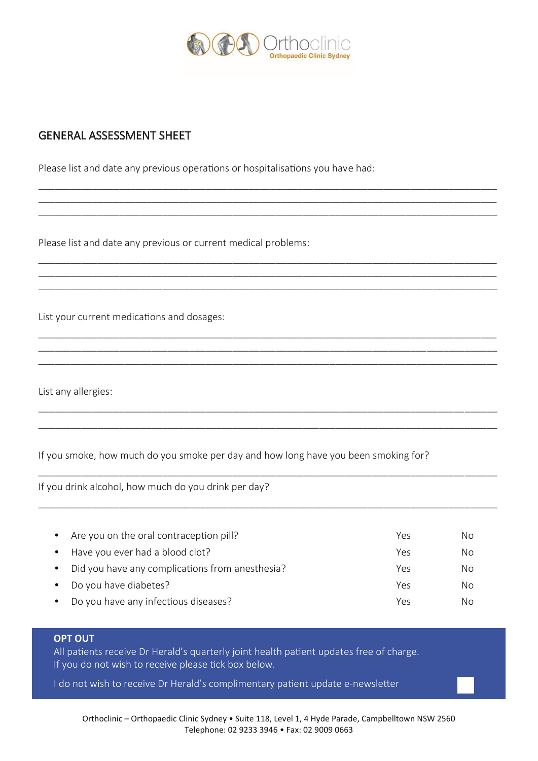Orthoclinic
Orthopaedic Clinic Sydney

## GENERAL ASSESSMENT SHEET

Please list and date any previous operations or hospitalisations you have had:

\_\_\_\_\_\_\_\_\_\_\_\_\_\_\_\_\_\_\_\_\_\_\_\_\_\_\_\_\_\_\_\_\_\_\_\_\_\_\_\_\_\_\_\_\_\_\_\_\_\_\_\_\_\_\_\_\_\_\_\_\_\_\_\_\_\_\_\_\_\_\_\_\_\_\_\_
\_\_\_\_\_\_\_\_\_\_\_\_\_\_\_\_\_\_\_\_\_\_\_\_\_\_\_\_\_\_\_\_\_\_\_\_\_\_\_\_\_\_\_\_\_\_\_\_\_\_\_\_\_\_\_\_\_\_\_\_\_\_\_\_\_\_\_\_\_\_\_\_\_\_\_\_
\_\_\_\_\_\_\_\_\_\_\_\_\_\_\_\_\_\_\_\_\_\_\_\_\_\_\_\_\_\_\_\_\_\_\_\_\_\_\_\_\_\_\_\_\_\_\_\_\_\_\_\_\_\_\_\_\_\_\_\_\_\_\_\_\_\_\_\_\_\_\_\_\_\_\_\_

Please list and date any previous or current medical problems:

\_\_\_\_\_\_\_\_\_\_\_\_\_\_\_\_\_\_\_\_\_\_\_\_\_\_\_\_\_\_\_\_\_\_\_\_\_\_\_\_\_\_\_\_\_\_\_\_\_\_\_\_\_\_\_\_\_\_\_\_\_\_\_\_\_\_\_\_\_\_\_\_\_\_\_\_
\_\_\_\_\_\_\_\_\_\_\_\_\_\_\_\_\_\_\_\_\_\_\_\_\_\_\_\_\_\_\_\_\_\_\_\_\_\_\_\_\_\_\_\_\_\_\_\_\_\_\_\_\_\_\_\_\_\_\_\_\_\_\_\_\_\_\_\_\_\_\_\_\_\_\_\_
\_\_\_\_\_\_\_\_\_\_\_\_\_\_\_\_\_\_\_\_\_\_\_\_\_\_\_\_\_\_\_\_\_\_\_\_\_\_\_\_\_\_\_\_\_\_\_\_\_\_\_\_\_\_\_\_\_\_\_\_\_\_\_\_\_\_\_\_\_\_\_\_\_\_\_\_

List your current medications and dosages:

\_\_\_\_\_\_\_\_\_\_\_\_\_\_\_\_\_\_\_\_\_\_\_\_\_\_\_\_\_\_\_\_\_\_\_\_\_\_\_\_\_\_\_\_\_\_\_\_\_\_\_\_\_\_\_\_\_\_\_\_\_\_\_\_\_\_\_\_\_\_\_\_\_\_\_\_
\_\_\_\_\_\_\_\_\_\_\_\_\_\_\_\_\_\_\_\_\_\_\_\_\_\_\_\_\_\_\_\_\_\_\_\_\_\_\_\_\_\_\_\_\_\_\_\_\_\_\_\_\_\_\_\_\_\_\_\_\_\_\_\_\_\_\_\_\_\_\_\_\_\_\_\_
\_\_\_\_\_\_\_\_\_\_\_\_\_\_\_\_\_\_\_\_\_\_\_\_\_\_\_\_\_\_\_\_\_\_\_\_\_\_\_\_\_\_\_\_\_\_\_\_\_\_\_\_\_\_\_\_\_\_\_\_\_\_\_\_\_\_\_\_\_\_\_\_\_\_\_\_

List any allergies:

\_\_\_\_\_\_\_\_\_\_\_\_\_\_\_\_\_\_\_\_\_\_\_\_\_\_\_\_\_\_\_\_\_\_\_\_\_\_\_\_\_\_\_\_\_\_\_\_\_\_\_\_\_\_\_\_\_\_\_\_\_\_\_\_\_\_\_\_\_\_\_\_\_\_\_\_
\_\_\_\_\_\_\_\_\_\_\_\_\_\_\_\_\_\_\_\_\_\_\_\_\_\_\_\_\_\_\_\_\_\_\_\_\_\_\_\_\_\_\_\_\_\_\_\_\_\_\_\_\_\_\_\_\_\_\_\_\_\_\_\_\_\_\_\_\_\_\_\_\_\_\_\_

If you smoke, how much do you smoke per day and how long have you been smoking for?

\_\_\_\_\_\_\_\_\_\_\_\_\_\_\_\_\_\_\_\_\_\_\_\_\_\_\_\_\_\_\_\_\_\_\_\_\_\_\_\_\_\_\_\_\_\_\_\_\_\_\_\_\_\_\_\_\_\_\_\_\_\_\_\_\_\_\_\_\_\_\_\_\_\_\_\_

If you drink alcohol, how much do you drink per day?

\_\_\_\_\_\_\_\_\_\_\_\_\_\_\_\_\_\_\_\_\_\_\_\_\_\_\_\_\_\_\_\_\_\_\_\_\_\_\_\_\_\_\_\_\_\_\_\_\_\_\_\_\_\_\_\_\_\_\_\_\_\_\_\_\_\_\_\_\_\_\_\_\_\_\_\_

| | | |
|---|---|---|
| • Are you on the oral contraception pill? | Yes | No |
| • Have you ever had a blood clot? | Yes | No |
| • Did you have any complications from anesthesia? | Yes | No |
| • Do you have diabetes? | Yes | No |
| • Do you have any infectious diseases? | Yes | No |

**OPT OUT**

All patients receive Dr Herald's quarterly joint health patient updates free of charge.
If you do not wish to receive please tick box below.

I do not wish to receive Dr Herald's complimentary patient update e-newsletter ☐

Orthoclinic – Orthopaedic Clinic Sydney • Suite 118, Level 1, 4 Hyde Parade, Campbelltown NSW 2560
Telephone: 02 9233 3946 • Fax: 02 9009 0663